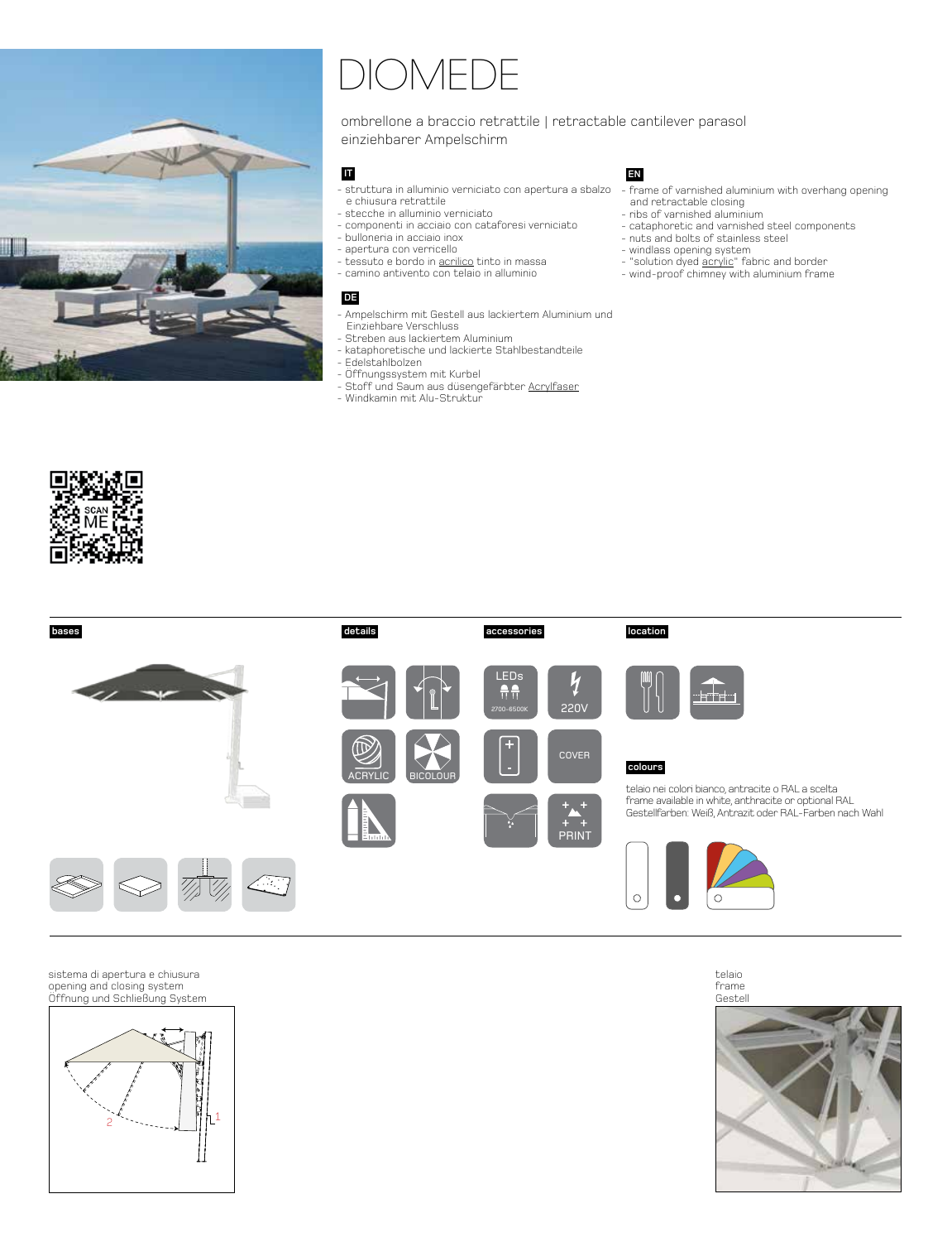# DIOMEDE

ombrellone a braccio retrattile | retractable cantilever parasol
einziehbarer Ampelschirm

**IT**

- struttura in alluminio verniciato con apertura a sbalzo e chiusura retrattile
- stecche in alluminio verniciato
- componenti in acciaio con cataforesi verniciato
- bulloneria in acciaio inox
- apertura con verricello
- tessuto e bordo in acrilico tinto in massa
- camino antivento con telaio in alluminio

**DE**

- Ampelschirm mit Gestell aus lackiertem Aluminium und Einziehbare Verschluss
- Streben aus lackiertem Aluminium
- kataphoretische und lackierte Stahlbestandteile
- Edelstahlbolzen
- Öffnungssystem mit Kurbel
- Stoff und Saum aus düsengefärbter Acrylfaser
- Windkamin mit Alu-Struktur

**EN**

- frame of varnished aluminium with overhang opening and retractable closing
- ribs of varnished aluminium
- cataphoretic and varnished steel components
- nuts and bolts of stainless steel
- windlass opening system
- "solution dyed acrylic" fabric and border
- wind-proof chimney with aluminium frame

SCAN ME

**bases**

**details**

ACRYLIC
BICOLOUR

**accessories**

LEDs 2700–6500K
220V
COVER
PRINT

**location**

**colours**

telaio nei colori bianco, antracite o RAL a scelta
frame available in white, anthracite or optional RAL
Gestellfarben: Weiß, Antrazit oder RAL-Farben nach Wahl

sistema di apertura e chiusura
opening and closing system
Öffnung und Schließung System

telaio
frame
Gestell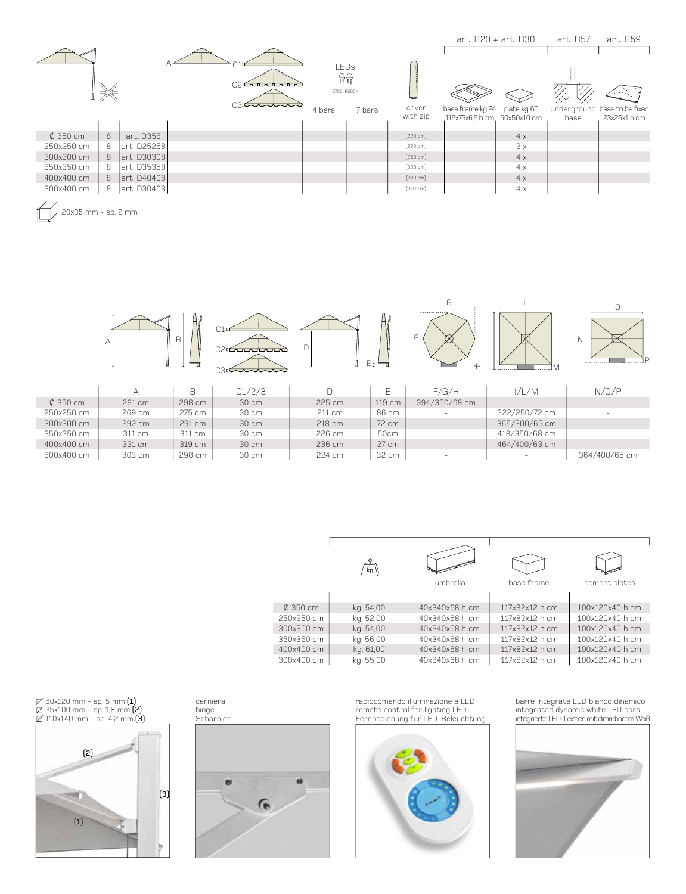| | | | A | C1 C2 C3 | LEDs 2700-6500K 4 bars | 7 bars | cover with zip | art. B20 + art. B30 base frame kg 24 115x76x6,5 h cm | plate kg 60 50x50x10 cm | art. B57 underground base | art. B59 base to be fixed 23x26x1 h cm |
|---|---|---|---|---|---|---|---|---|---|---|---|
| Ø 350 cm | 8 | art. D358 | | | | | (220 cm) | | 4 x | | |
| 250x250 cm | 8 | art. D25258 | | | | | (220 cm) | | 2 x | | |
| 300x300 cm | 8 | art. D30308 | | | | | (260 cm) | | 4 x | | |
| 350x350 cm | 8 | art. D35358 | | | | | (300 cm) | | 4 x | | |
| 400x400 cm | 8 | art. D40408 | | | | | (330 cm) | | 4 x | | |
| 300x400 cm | 8 | art. D30408 | | | | | (310 cm) | | 4 x | | |

20x35 mm - sp. 2 mm

| | A | B | C1/2/3 | D | E | F/G/H | I/L/M | N/O/P |
|---|---|---|---|---|---|---|---|---|
| Ø 350 cm | 291 cm | 298 cm | 30 cm | 225 cm | 119 cm | 394/350/68 cm | - | - |
| 250x250 cm | 269 cm | 275 cm | 30 cm | 211 cm | 86 cm | - | 322/250/72 cm | - |
| 300x300 cm | 292 cm | 291 cm | 30 cm | 218 cm | 72 cm | - | 365/300/65 cm | - |
| 350x350 cm | 311 cm | 311 cm | 30 cm | 226 cm | 50cm | - | 418/350/68 cm | - |
| 400x400 cm | 331 cm | 319 cm | 30 cm | 236 cm | 27 cm | - | 464/400/63 cm | - |
| 300x400 cm | 303 cm | 298 cm | 30 cm | 224 cm | 32 cm | - | - | 364/400/65 cm |

| | kg | umbrella | base frame | cement plates |
|---|---|---|---|---|
| Ø 350 cm | kg. 54,00 | 40x340x68 h cm | 117x82x12 h cm | 100x120x40 h cm |
| 250x250 cm | kg. 52,00 | 40x340x68 h cm | 117x82x12 h cm | 100x120x40 h cm |
| 300x300 cm | kg. 54,00 | 40x340x68 h cm | 117x82x12 h cm | 100x120x40 h cm |
| 350x350 cm | kg. 56,00 | 40x340x68 h cm | 117x82x12 h cm | 100x120x40 h cm |
| 400x400 cm | kg. 61,00 | 40x340x68 h cm | 117x82x12 h cm | 100x120x40 h cm |
| 300x400 cm | kg. 55,00 | 40x340x68 h cm | 117x82x12 h cm | 100x120x40 h cm |

60x120 mm - sp. 5 mm (1)
25x100 mm - sp. 1,8 mm (2)
110x140 mm - sp. 4,2 mm (3)

(2)
(3)
(1)

cerniera
hinge
Scharnier

radiocomando illuminazione a LED
remote control for lighting LED
Fernbedienung für LED-Beleuchtung

barre integrate LED bianco dinamico
integrated dynamic white LED bars
integrierte LED-Leisten mit dimmbarem Weiß